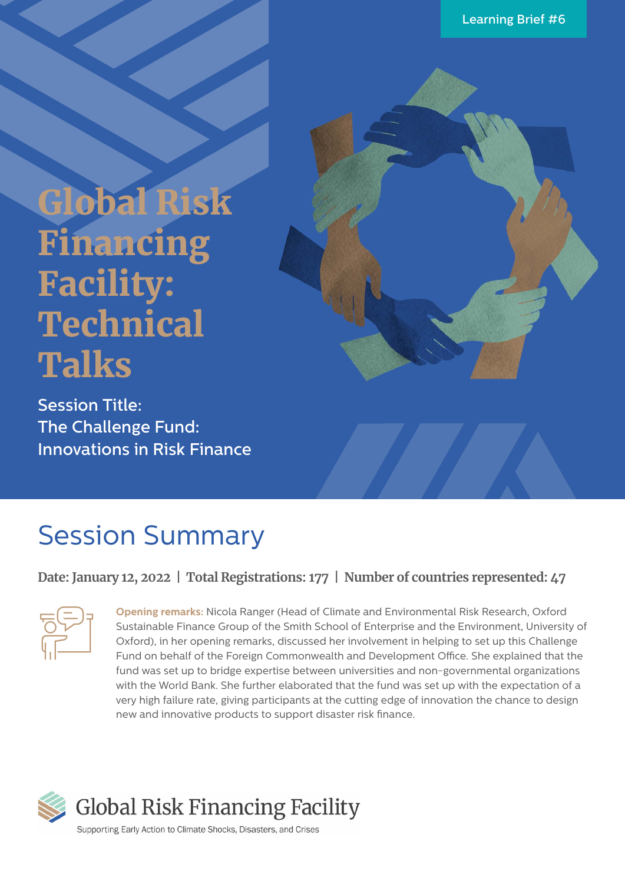Learning Brief #6

# Global Risk Financing Facility: Technical Talks

Session Title:
The Challenge Fund:
Innovations in Risk Finance

## Session Summary

**Date: January 12, 2022 | Total Registrations: 177 | Number of countries represented: 47**

**Opening remarks:** Nicola Ranger (Head of Climate and Environmental Risk Research, Oxford Sustainable Finance Group of the Smith School of Enterprise and the Environment, University of Oxford), in her opening remarks, discussed her involvement in helping to set up this Challenge Fund on behalf of the Foreign Commonwealth and Development Office. She explained that the fund was set up to bridge expertise between universities and non-governmental organizations with the World Bank. She further elaborated that the fund was set up with the expectation of a very high failure rate, giving participants at the cutting edge of innovation the chance to design new and innovative products to support disaster risk finance.

Global Risk Financing Facility
Supporting Early Action to Climate Shocks, Disasters, and Crises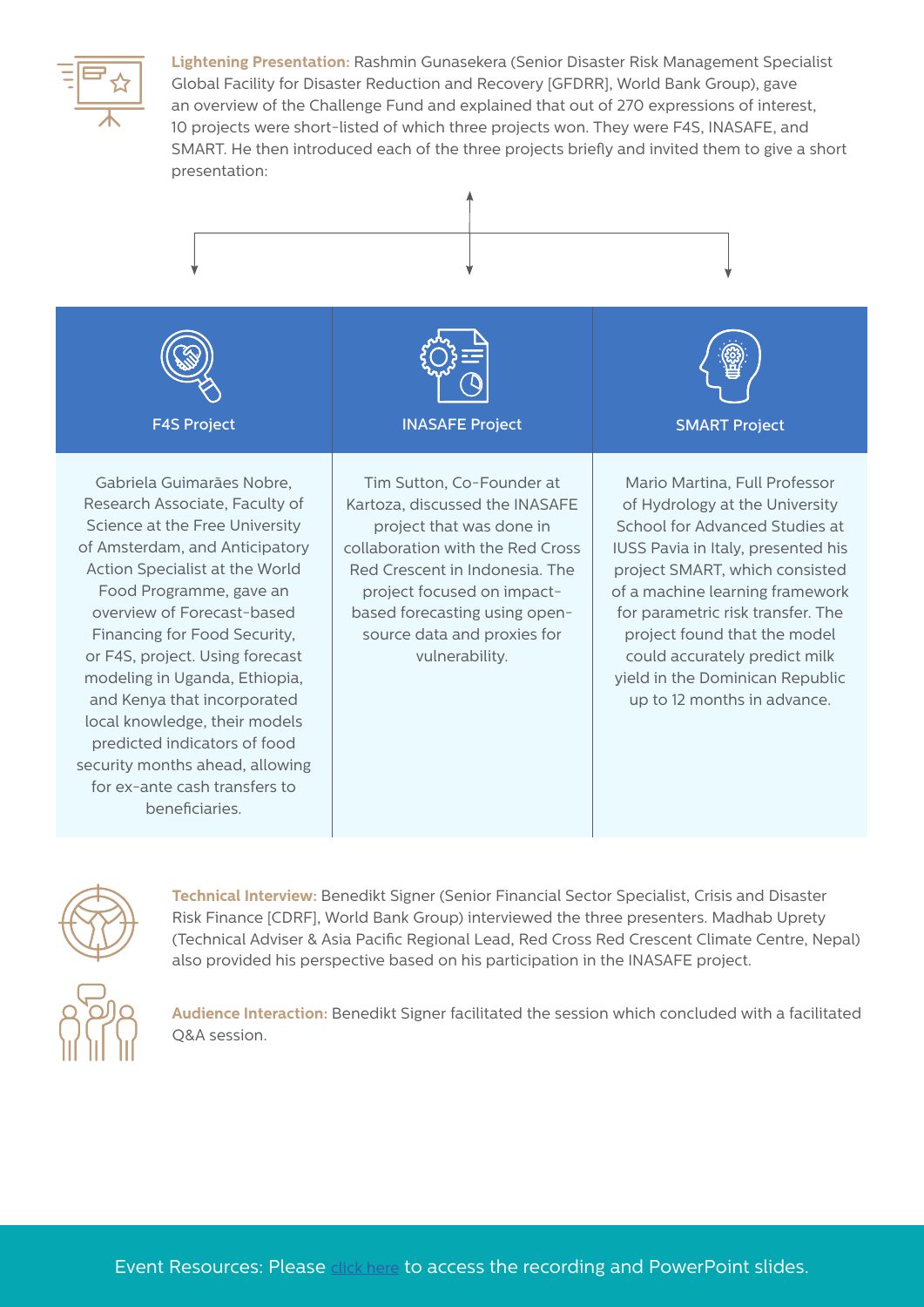**Lightening Presentation:** Rashmin Gunasekera (Senior Disaster Risk Management Specialist Global Facility for Disaster Reduction and Recovery [GFDRR], World Bank Group), gave an overview of the Challenge Fund and explained that out of 270 expressions of interest, 10 projects were short-listed of which three projects won. They were F4S, INASAFE, and SMART. He then introduced each of the three projects briefly and invited them to give a short presentation:

| F4S Project | INASAFE Project | SMART Project |
| --- | --- | --- |
| Gabriela Guimarães Nobre, Research Associate, Faculty of Science at the Free University of Amsterdam, and Anticipatory Action Specialist at the World Food Programme, gave an overview of Forecast-based Financing for Food Security, or F4S, project. Using forecast modeling in Uganda, Ethiopia, and Kenya that incorporated local knowledge, their models predicted indicators of food security months ahead, allowing for ex-ante cash transfers to beneficiaries. | Tim Sutton, Co-Founder at Kartoza, discussed the INASAFE project that was done in collaboration with the Red Cross Red Crescent in Indonesia. The project focused on impact-based forecasting using open-source data and proxies for vulnerability. | Mario Martina, Full Professor of Hydrology at the University School for Advanced Studies at IUSS Pavia in Italy, presented his project SMART, which consisted of a machine learning framework for parametric risk transfer. The project found that the model could accurately predict milk yield in the Dominican Republic up to 12 months in advance. |

**Technical Interview:** Benedikt Signer (Senior Financial Sector Specialist, Crisis and Disaster Risk Finance [CDRF], World Bank Group) interviewed the three presenters. Madhab Uprety (Technical Adviser & Asia Pacific Regional Lead, Red Cross Red Crescent Climate Centre, Nepal) also provided his perspective based on his participation in the INASAFE project.

**Audience Interaction:** Benedikt Signer facilitated the session which concluded with a facilitated Q&A session.

Event Resources: Please click here to access the recording and PowerPoint slides.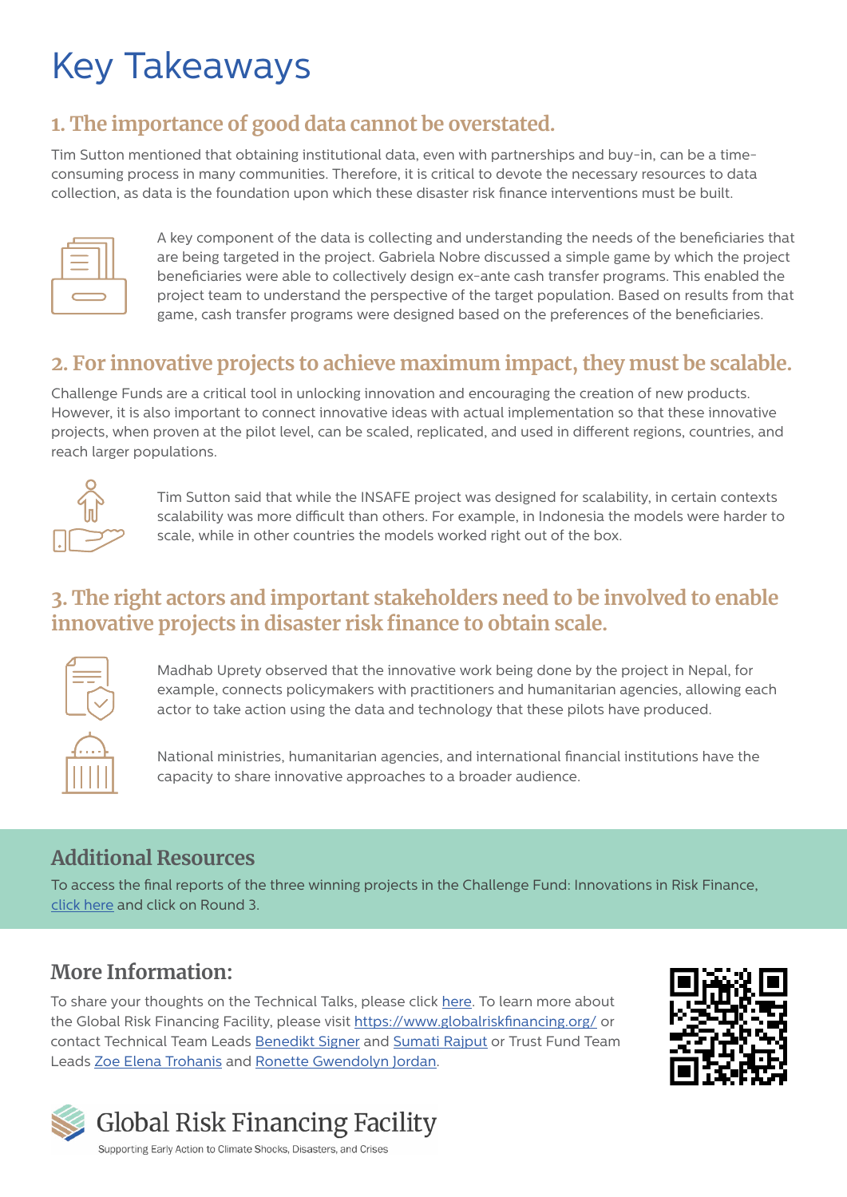# Key Takeaways

## 1. The importance of good data cannot be overstated.

Tim Sutton mentioned that obtaining institutional data, even with partnerships and buy-in, can be a time-consuming process in many communities. Therefore, it is critical to devote the necessary resources to data collection, as data is the foundation upon which these disaster risk finance interventions must be built.

A key component of the data is collecting and understanding the needs of the beneficiaries that are being targeted in the project. Gabriela Nobre discussed a simple game by which the project beneficiaries were able to collectively design ex-ante cash transfer programs. This enabled the project team to understand the perspective of the target population. Based on results from that game, cash transfer programs were designed based on the preferences of the beneficiaries.

## 2. For innovative projects to achieve maximum impact, they must be scalable.

Challenge Funds are a critical tool in unlocking innovation and encouraging the creation of new products. However, it is also important to connect innovative ideas with actual implementation so that these innovative projects, when proven at the pilot level, can be scaled, replicated, and used in different regions, countries, and reach larger populations.

Tim Sutton said that while the INSAFE project was designed for scalability, in certain contexts scalability was more difficult than others. For example, in Indonesia the models were harder to scale, while in other countries the models worked right out of the box.

## 3. The right actors and important stakeholders need to be involved to enable innovative projects in disaster risk finance to obtain scale.

Madhab Uprety observed that the innovative work being done by the project in Nepal, for example, connects policymakers with practitioners and humanitarian agencies, allowing each actor to take action using the data and technology that these pilots have produced.

National ministries, humanitarian agencies, and international financial institutions have the capacity to share innovative approaches to a broader audience.

## Additional Resources

To access the final reports of the three winning projects in the Challenge Fund: Innovations in Risk Finance, click here and click on Round 3.

## More Information:

To share your thoughts on the Technical Talks, please click here. To learn more about the Global Risk Financing Facility, please visit https://www.globalriskfinancing.org/ or contact Technical Team Leads Benedikt Signer and Sumati Rajput or Trust Fund Team Leads Zoe Elena Trohanis and Ronette Gwendolyn Jordan.

Global Risk Financing Facility

Supporting Early Action to Climate Shocks, Disasters, and Crises